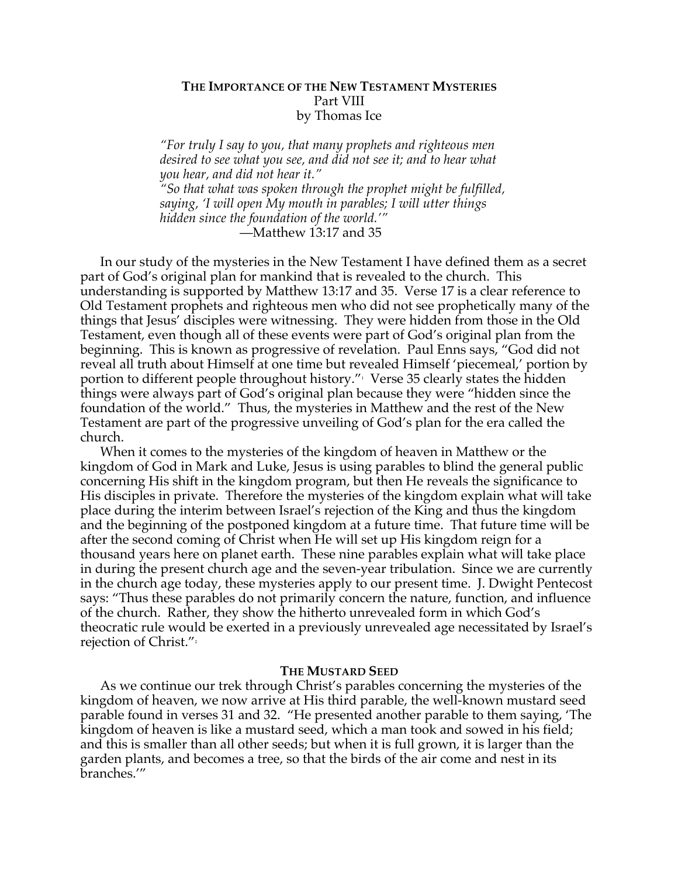# The Importance of the New Testament Mysteries

Part VIII

by Thomas Ice

> *"For truly I say to you, that many prophets and righteous men desired to see what you see, and did not see it; and to hear what you hear, and did not hear it."*
> *"So that what was spoken through the prophet might be fulfilled, saying, 'I will open My mouth in parables; I will utter things hidden since the foundation of the world.'"*
> —Matthew 13:17 and 35

In our study of the mysteries in the New Testament I have defined them as a secret part of God's original plan for mankind that is revealed to the church. This understanding is supported by Matthew 13:17 and 35. Verse 17 is a clear reference to Old Testament prophets and righteous men who did not see prophetically many of the things that Jesus' disciples were witnessing. They were hidden from those in the Old Testament, even though all of these events were part of God's original plan from the beginning. This is known as progressive of revelation. Paul Enns says, "God did not reveal all truth about Himself at one time but revealed Himself 'piecemeal,' portion by portion to different people throughout history."[1] Verse 35 clearly states the hidden things were always part of God's original plan because they were "hidden since the foundation of the world." Thus, the mysteries in Matthew and the rest of the New Testament are part of the progressive unveiling of God's plan for the era called the church.

When it comes to the mysteries of the kingdom of heaven in Matthew or the kingdom of God in Mark and Luke, Jesus is using parables to blind the general public concerning His shift in the kingdom program, but then He reveals the significance to His disciples in private. Therefore the mysteries of the kingdom explain what will take place during the interim between Israel's rejection of the King and thus the kingdom and the beginning of the postponed kingdom at a future time. That future time will be after the second coming of Christ when He will set up His kingdom reign for a thousand years here on planet earth. These nine parables explain what will take place in during the present church age and the seven-year tribulation. Since we are currently in the church age today, these mysteries apply to our present time. J. Dwight Pentecost says: "Thus these parables do not primarily concern the nature, function, and influence of the church. Rather, they show the hitherto unrevealed form in which God's theocratic rule would be exerted in a previously unrevealed age necessitated by Israel's rejection of Christ."[2]

## The Mustard Seed

As we continue our trek through Christ's parables concerning the mysteries of the kingdom of heaven, we now arrive at His third parable, the well-known mustard seed parable found in verses 31 and 32. "He presented another parable to them saying, 'The kingdom of heaven is like a mustard seed, which a man took and sowed in his field; and this is smaller than all other seeds; but when it is full grown, it is larger than the garden plants, and becomes a tree, so that the birds of the air come and nest in its branches.'"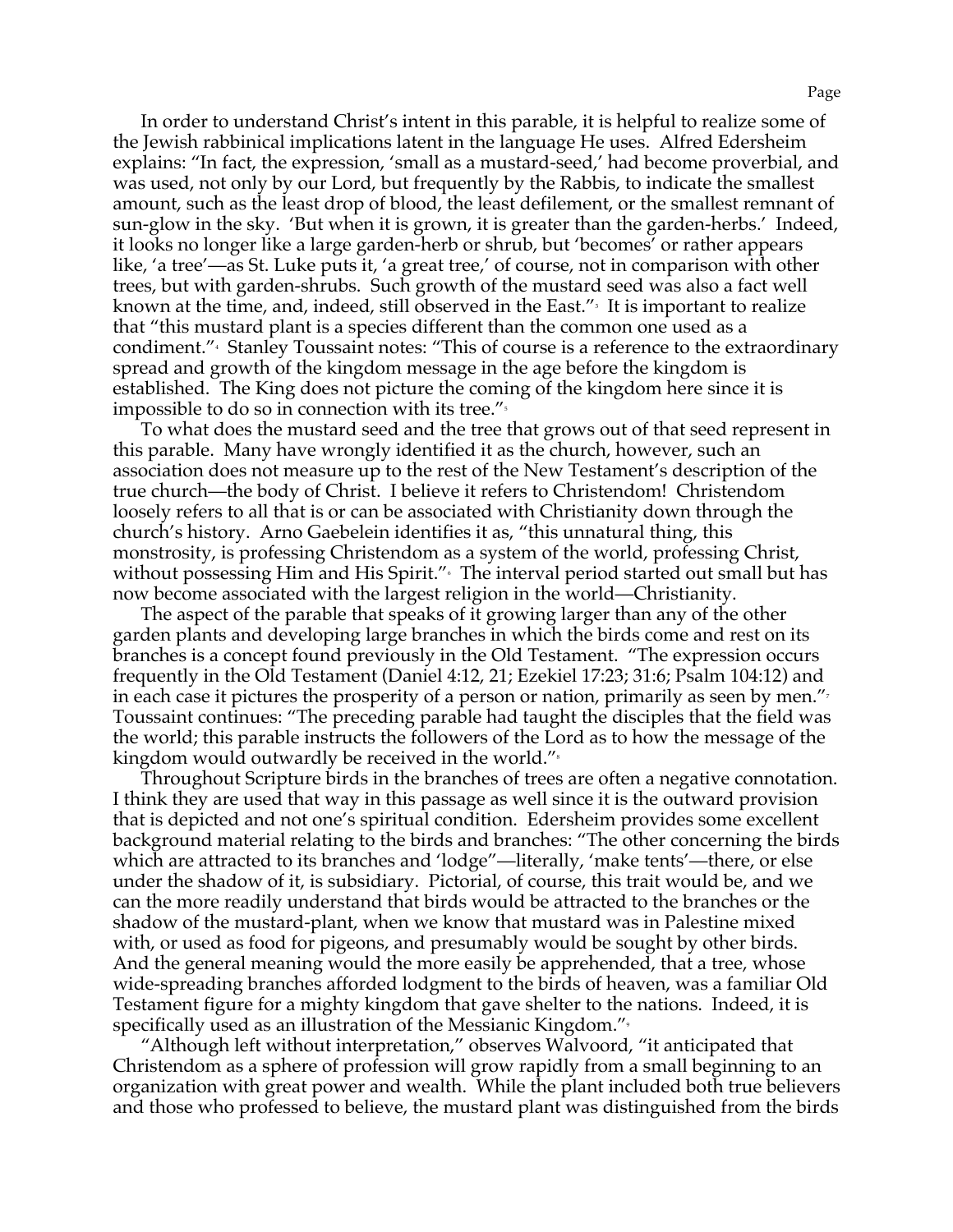In order to understand Christ's intent in this parable, it is helpful to realize some of the Jewish rabbinical implications latent in the language He uses. Alfred Edersheim explains: "In fact, the expression, 'small as a mustard-seed,' had become proverbial, and was used, not only by our Lord, but frequently by the Rabbis, to indicate the smallest amount, such as the least drop of blood, the least defilement, or the smallest remnant of sun-glow in the sky. 'But when it is grown, it is greater than the garden-herbs.' Indeed, it looks no longer like a large garden-herb or shrub, but 'becomes' or rather appears like, 'a tree'—as St. Luke puts it, 'a great tree,' of course, not in comparison with other trees, but with garden-shrubs. Such growth of the mustard seed was also a fact well known at the time, and, indeed, still observed in the East."[3] It is important to realize that "this mustard plant is a species different than the common one used as a condiment."[4] Stanley Toussaint notes: "This of course is a reference to the extraordinary spread and growth of the kingdom message in the age before the kingdom is established. The King does not picture the coming of the kingdom here since it is impossible to do so in connection with its tree."[5]

To what does the mustard seed and the tree that grows out of that seed represent in this parable. Many have wrongly identified it as the church, however, such an association does not measure up to the rest of the New Testament's description of the true church—the body of Christ. I believe it refers to Christendom! Christendom loosely refers to all that is or can be associated with Christianity down through the church's history. Arno Gaebelein identifies it as, "this unnatural thing, this monstrosity, is professing Christendom as a system of the world, professing Christ, without possessing Him and His Spirit."[6] The interval period started out small but has now become associated with the largest religion in the world—Christianity.

The aspect of the parable that speaks of it growing larger than any of the other garden plants and developing large branches in which the birds come and rest on its branches is a concept found previously in the Old Testament. "The expression occurs frequently in the Old Testament (Daniel 4:12, 21; Ezekiel 17:23; 31:6; Psalm 104:12) and in each case it pictures the prosperity of a person or nation, primarily as seen by men."[7] Toussaint continues: "The preceding parable had taught the disciples that the field was the world; this parable instructs the followers of the Lord as to how the message of the kingdom would outwardly be received in the world."[8]

Throughout Scripture birds in the branches of trees are often a negative connotation. I think they are used that way in this passage as well since it is the outward provision that is depicted and not one's spiritual condition. Edersheim provides some excellent background material relating to the birds and branches: "The other concerning the birds which are attracted to its branches and 'lodge"—literally, 'make tents'—there, or else under the shadow of it, is subsidiary. Pictorial, of course, this trait would be, and we can the more readily understand that birds would be attracted to the branches or the shadow of the mustard-plant, when we know that mustard was in Palestine mixed with, or used as food for pigeons, and presumably would be sought by other birds. And the general meaning would the more easily be apprehended, that a tree, whose wide-spreading branches afforded lodgment to the birds of heaven, was a familiar Old Testament figure for a mighty kingdom that gave shelter to the nations. Indeed, it is specifically used as an illustration of the Messianic Kingdom."[9]

"Although left without interpretation," observes Walvoord, "it anticipated that Christendom as a sphere of profession will grow rapidly from a small beginning to an organization with great power and wealth. While the plant included both true believers and those who professed to believe, the mustard plant was distinguished from the birds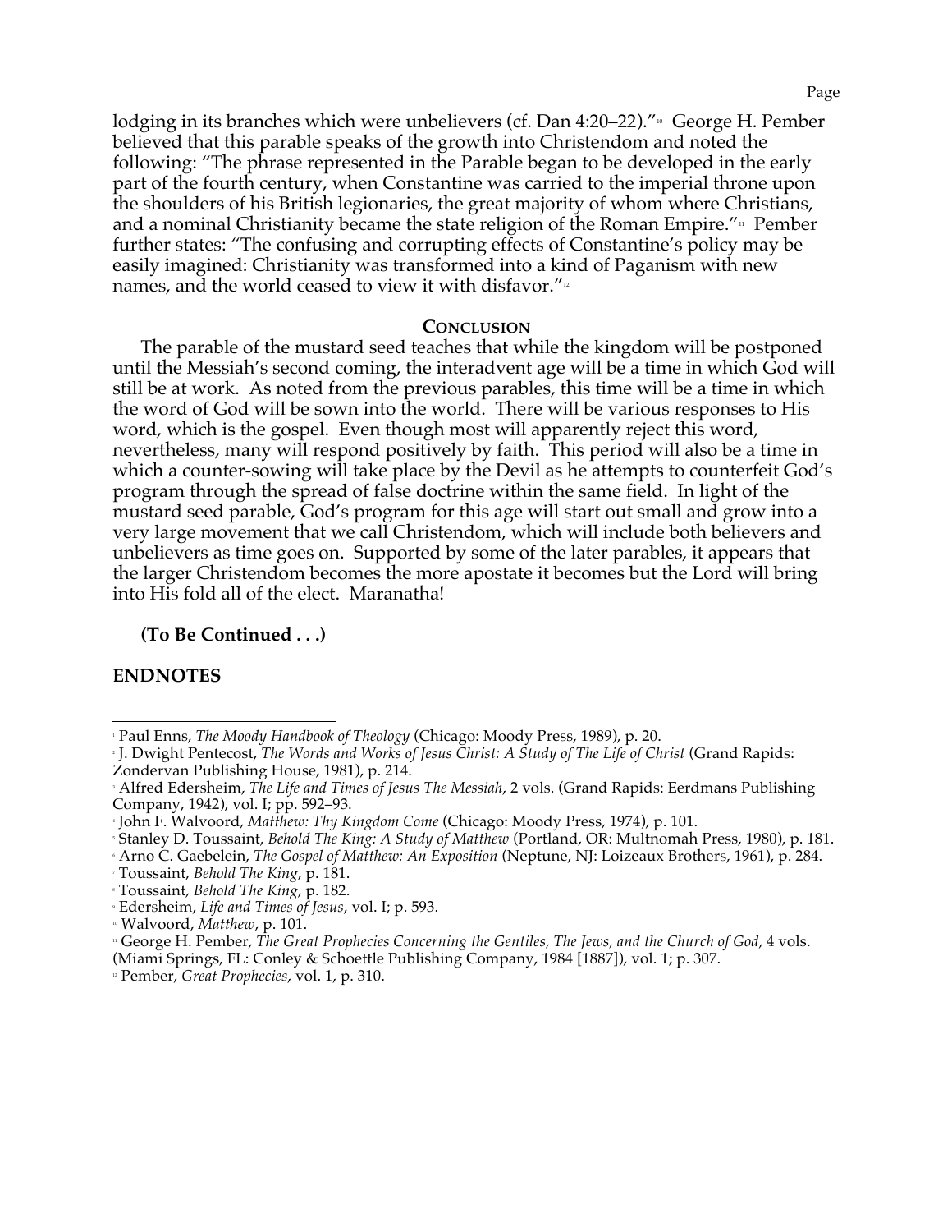lodging in its branches which were unbelievers (cf. Dan 4:20–22)."[10] George H. Pember believed that this parable speaks of the growth into Christendom and noted the following: "The phrase represented in the Parable began to be developed in the early part of the fourth century, when Constantine was carried to the imperial throne upon the shoulders of his British legionaries, the great majority of whom where Christians, and a nominal Christianity became the state religion of the Roman Empire."[11] Pember further states: "The confusing and corrupting effects of Constantine's policy may be easily imagined: Christianity was transformed into a kind of Paganism with new names, and the world ceased to view it with disfavor."[12]

## Conclusion

The parable of the mustard seed teaches that while the kingdom will be postponed until the Messiah's second coming, the interadvent age will be a time in which God will still be at work. As noted from the previous parables, this time will be a time in which the word of God will be sown into the world. There will be various responses to His word, which is the gospel. Even though most will apparently reject this word, nevertheless, many will respond positively by faith. This period will also be a time in which a counter-sowing will take place by the Devil as he attempts to counterfeit God's program through the spread of false doctrine within the same field. In light of the mustard seed parable, God's program for this age will start out small and grow into a very large movement that we call Christendom, which will include both believers and unbelievers as time goes on. Supported by some of the later parables, it appears that the larger Christendom becomes the more apostate it becomes but the Lord will bring into His fold all of the elect. Maranatha!

**(To Be Continued . . .)**

## ENDNOTES

[1] Paul Enns, *The Moody Handbook of Theology* (Chicago: Moody Press, 1989), p. 20.

[2] J. Dwight Pentecost, *The Words and Works of Jesus Christ: A Study of The Life of Christ* (Grand Rapids: Zondervan Publishing House, 1981), p. 214.

[3] Alfred Edersheim, *The Life and Times of Jesus The Messiah*, 2 vols. (Grand Rapids: Eerdmans Publishing Company, 1942), vol. I; pp. 592–93.

[4] John F. Walvoord, *Matthew: Thy Kingdom Come* (Chicago: Moody Press, 1974), p. 101.

[5] Stanley D. Toussaint, *Behold The King: A Study of Matthew* (Portland, OR: Multnomah Press, 1980), p. 181.

[6] Arno C. Gaebelein, *The Gospel of Matthew: An Exposition* (Neptune, NJ: Loizeaux Brothers, 1961), p. 284.

[7] Toussaint, *Behold The King*, p. 181.

[8] Toussaint, *Behold The King*, p. 182.

[9] Edersheim, *Life and Times of Jesus*, vol. I; p. 593.

[10] Walvoord, *Matthew*, p. 101.

[11] George H. Pember, *The Great Prophecies Concerning the Gentiles, The Jews, and the Church of God*, 4 vols. (Miami Springs, FL: Conley & Schoettle Publishing Company, 1984 [1887]), vol. 1; p. 307.

[12] Pember, *Great Prophecies*, vol. 1, p. 310.